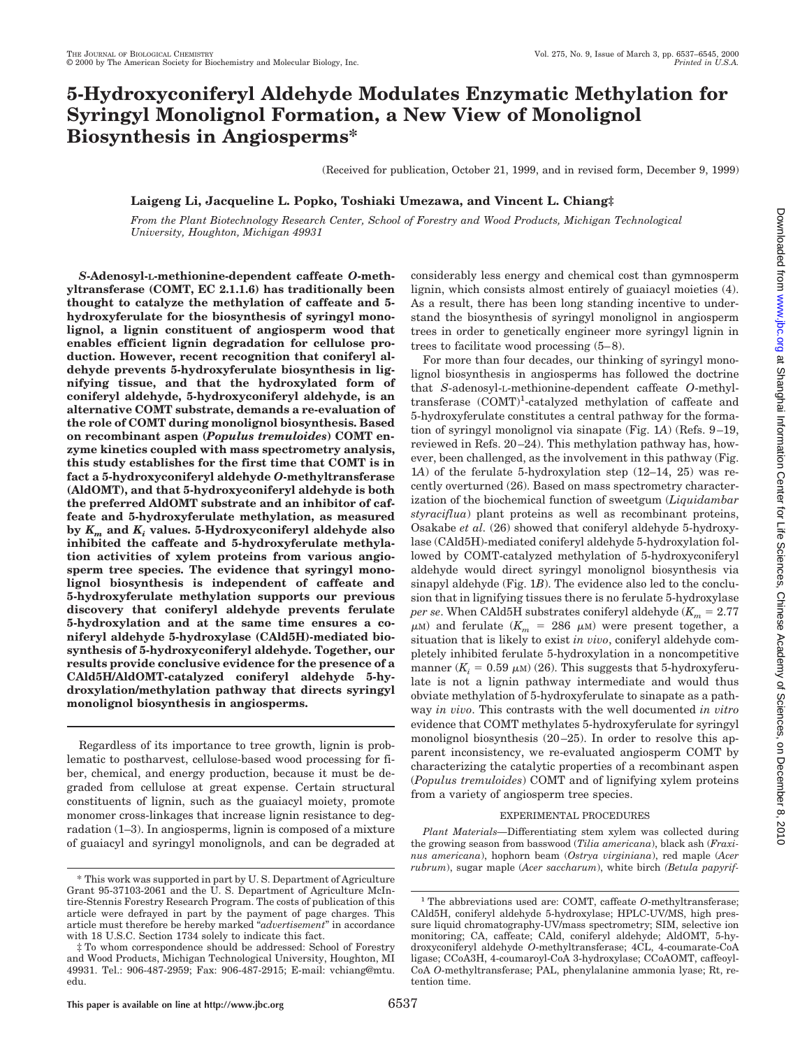# 5-Hydroxyconiferyl Aldehyde Modulates Enzymatic Methylation for Syringyl Monolignol Formation, a New View of Monolignol Biosynthesis in Angiosperms*

(Received for publication, October 21, 1999, and in revised form, December 9, 1999)

**Laigeng Li, Jacqueline L. Popko, Toshiaki Umezawa, and Vincent L. Chiang‡**

*From the Plant Biotechnology Research Center, School of Forestry and Wood Products, Michigan Technological University, Houghton, Michigan 49931*

***S*-Adenosyl-L-methionine-dependent caffeate *O*-methyltransferase (COMT, EC 2.1.1.6) has traditionally been thought to catalyze the methylation of caffeate and 5-hydroxyferulate for the biosynthesis of syringyl monolignol, a lignin constituent of angiosperm wood that enables efficient lignin degradation for cellulose production. However, recent recognition that coniferyl aldehyde prevents 5-hydroxyferulate biosynthesis in lignifying tissue, and that the hydroxylated form of coniferyl aldehyde, 5-hydroxyconiferyl aldehyde, is an alternative COMT substrate, demands a re-evaluation of the role of COMT during monolignol biosynthesis. Based on recombinant aspen (*Populus tremuloides*) COMT enzyme kinetics coupled with mass spectrometry analysis, this study establishes for the first time that COMT is in fact a 5-hydroxyconiferyl aldehyde *O*-methyltransferase (AldOMT), and that 5-hydroxyconiferyl aldehyde is both the preferred AldOMT substrate and an inhibitor of caffeate and 5-hydroxyferulate methylation, as measured by $K_m$ and $K_i$ values. 5-Hydroxyconiferyl aldehyde also inhibited the caffeate and 5-hydroxyferulate methylation activities of xylem proteins from various angiosperm tree species. The evidence that syringyl monolignol biosynthesis is independent of caffeate and 5-hydroxyferulate methylation supports our previous discovery that coniferyl aldehyde prevents ferulate 5-hydroxylation and at the same time ensures a coniferyl aldehyde 5-hydroxylase (CAld5H)-mediated biosynthesis of 5-hydroxyconiferyl aldehyde. Together, our results provide conclusive evidence for the presence of a CAld5H/AldOMT-catalyzed coniferyl aldehyde 5-hydroxylation/methylation pathway that directs syringyl monolignol biosynthesis in angiosperms.**

Regardless of its importance to tree growth, lignin is problematic to postharvest, cellulose-based wood processing for fiber, chemical, and energy production, because it must be degraded from cellulose at great expense. Certain structural constituents of lignin, such as the guaiacyl moiety, promote monomer cross-linkages that increase lignin resistance to degradation (1–3). In angiosperms, lignin is composed of a mixture of guaiacyl and syringyl monolignols, and can be degraded at considerably less energy and chemical cost than gymnosperm lignin, which consists almost entirely of guaiacyl moieties (4). As a result, there has been long standing incentive to understand the biosynthesis of syringyl monolignol in angiosperm trees in order to genetically engineer more syringyl lignin in trees to facilitate wood processing (5–8).

For more than four decades, our thinking of syringyl monolignol biosynthesis in angiosperms has followed the doctrine that *S*-adenosyl-L-methionine-dependent caffeate *O*-methyltransferase (COMT)[1]-catalyzed methylation of caffeate and 5-hydroxyferulate constitutes a central pathway for the formation of syringyl monolignol via sinapate (Fig. 1*A*) (Refs. 9–19, reviewed in Refs. 20–24). This methylation pathway has, however, been challenged, as the involvement in this pathway (Fig. 1*A*) of the ferulate 5-hydroxylation step (12–14, 25) was recently overturned (26). Based on mass spectrometry characterization of the biochemical function of sweetgum (*Liquidambar styraciflua*) plant proteins as well as recombinant proteins, Osakabe *et al.* (26) showed that coniferyl aldehyde 5-hydroxylase (CAld5H)-mediated coniferyl aldehyde 5-hydroxylation followed by COMT-catalyzed methylation of 5-hydroxyconiferyl aldehyde would direct syringyl monolignol biosynthesis via sinapyl aldehyde (Fig. 1*B*). The evidence also led to the conclusion that in lignifying tissues there is no ferulate 5-hydroxylase *per se*. When CAld5H substrates coniferyl aldehyde ($K_m$ = 2.77 $\mu$M) and ferulate ($K_m$ = 286 $\mu$M) were present together, a situation that is likely to exist *in vivo*, coniferyl aldehyde completely inhibited ferulate 5-hydroxylation in a noncompetitive manner ($K_i$ = 0.59 $\mu$M) (26). This suggests that 5-hydroxyferulate is not a lignin pathway intermediate and would thus obviate methylation of 5-hydroxyferulate to sinapate as a pathway *in vivo*. This contrasts with the well documented *in vitro* evidence that COMT methylates 5-hydroxyferulate for syringyl monolignol biosynthesis (20–25). In order to resolve this apparent inconsistency, we re-evaluated angiosperm COMT by characterizing the catalytic properties of a recombinant aspen (*Populus tremuloides*) COMT and of lignifying xylem proteins from a variety of angiosperm tree species.

## EXPERIMENTAL PROCEDURES

*Plant Materials*—Differentiating stem xylem was collected during the growing season from basswood (*Tilia americana*), black ash (*Fraxinus americana*), hophorn beam (*Ostrya virginiana*), red maple (*Acer rubrum*), sugar maple (*Acer saccharum*), white birch (*Betula papyrif-*

\* This work was supported in part by U. S. Department of Agriculture Grant 95-37103-2061 and the U. S. Department of Agriculture McIntire-Stennis Forestry Research Program. The costs of publication of this article were defrayed in part by the payment of page charges. This article must therefore be hereby marked "*advertisement*" in accordance with 18 U.S.C. Section 1734 solely to indicate this fact.

‡ To whom correspondence should be addressed: School of Forestry and Wood Products, Michigan Technological University, Houghton, MI 49931. Tel.: 906-487-2959; Fax: 906-487-2915; E-mail: vchiang@mtu.edu.

[1] The abbreviations used are: COMT, caffeate *O*-methyltransferase; CAld5H, coniferyl aldehyde 5-hydroxylase; HPLC-UV/MS, high pressure liquid chromatography-UV/mass spectrometry; SIM, selective ion monitoring; CA, caffeate; CAld, coniferyl aldehyde; AldOMT, 5-hydroxyconiferyl aldehyde *O*-methyltransferase; 4CL, 4-coumarate-CoA ligase; CCoA3H, 4-coumaroyl-CoA 3-hydroxylase; CCoAOMT, caffeoyl-CoA *O*-methyltransferase; PAL, phenylalanine ammonia lyase; Rt, retention time.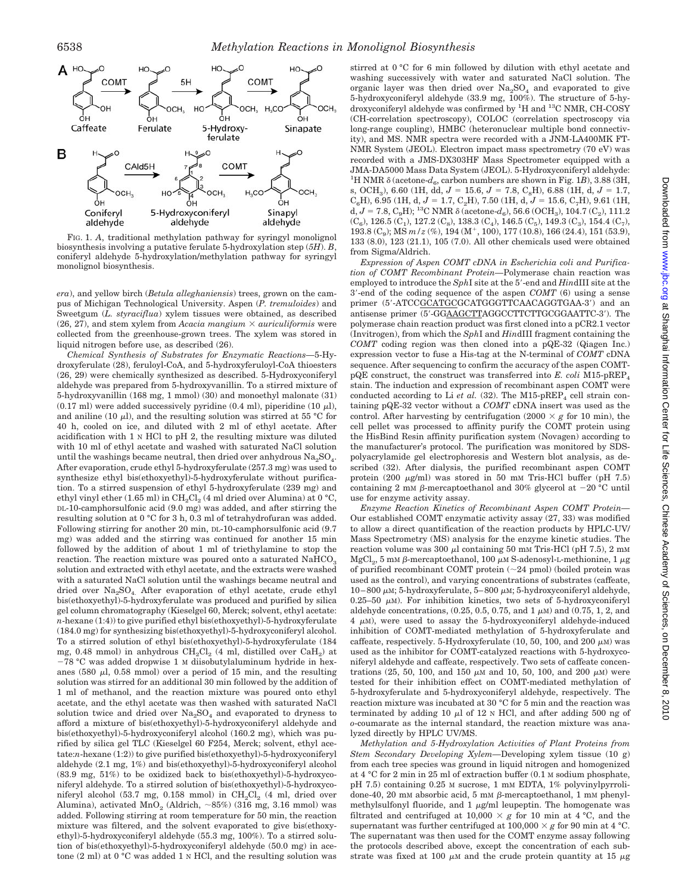FIG. 1. *A*, traditional methylation pathway for syringyl monolignol biosynthesis involving a putative ferulate 5-hydroxylation step (*5H*). *B*, coniferyl aldehyde 5-hydroxylation/methylation pathway for syringyl monolignol biosynthesis.

*era*), and yellow birch (*Betula alleghaniensis*) trees, grown on the campus of Michigan Technological University. Aspen (*P. tremuloides*) and Sweetgum (*L. styraciflua*) xylem tissues were obtained, as described (26, 27), and stem xylem from *Acacia mangium* × *auriculiformis* were collected from the greenhouse-grown trees. The xylem was stored in liquid nitrogen before use, as described (26).

*Chemical Synthesis of Substrates for Enzymatic Reactions*—5-Hydroxyferulate (28), feruloyl-CoA, and 5-hydroxyferuloyl-CoA thioesters (26, 29) were chemically synthesized as described. 5-Hydroxyconiferyl aldehyde was prepared from 5-hydroxyvanillin. To a stirred mixture of 5-hydroxyvanillin (168 mg, 1 mmol) (30) and monoethyl malonate (31) (0.17 ml) were added successively pyridine (0.4 ml), piperidine (10 μl), and aniline (10 μl), and the resulting solution was stirred at 55 °C for 40 h, cooled on ice, and diluted with 2 ml of ethyl acetate. After acidification with 1 N HCl to pH 2, the resulting mixture was diluted with 10 ml of ethyl acetate and washed with saturated NaCl solution until the washings became neutral, then dried over anhydrous $Na_2SO_4$. After evaporation, crude ethyl 5-hydroxyferulate (257.3 mg) was used to synthesize ethyl bis(ethoxyethyl)-5-hydroxyferulate without purification. To a stirred suspension of ethyl 5-hydroxyferulate (239 mg) and ethyl vinyl ether (1.65 ml) in $CH_2Cl_2$ (4 ml dried over Alumina) at 0 °C, DL-10-camphorsulfonic acid (9.0 mg) was added, and after stirring the resulting solution at 0 °C for 3 h, 0.3 ml of tetrahydrofuran was added. Following stirring for another 20 min, DL-10-camphorsulfonic acid (9.7 mg) was added and the stirring was continued for another 15 min followed by the addition of about 1 ml of triethylamine to stop the reaction. The reaction mixture was poured onto a saturated $NaHCO_3$ solution and extracted with ethyl acetate, and the extracts were washed with a saturated NaCl solution until the washings became neutral and dried over $Na_2SO_4$. After evaporation of ethyl acetate, crude ethyl bis(ethoxyethyl)-5-hydroxyferulate was produced and purified by silica gel column chromatography (Kieselgel 60, Merck; solvent, ethyl acetate: *n*-hexane (1:4)) to give purified ethyl bis(ethoxyethyl)-5-hydroxyferulate (184.0 mg) for synthesizing bis(ethoxyethyl)-5-hydroxyconiferyl alcohol. To a stirred solution of ethyl bis(ethoxyethyl)-5-hydroxyferulate (184 mg, 0.48 mmol) in anhydrous $CH_2Cl_2$ (4 ml, distilled over $CaH_2$) at −78 °C was added dropwise 1 M diisobutylaluminum hydride in hexanes (580 μl, 0.58 mmol) over a period of 15 min, and the resulting solution was stirred for an additional 30 min followed by the addition of 1 ml of methanol, and the reaction mixture was poured onto ethyl acetate, and the ethyl acetate was then washed with saturated NaCl solution twice and dried over $Na_2SO_4$ and evaporated to dryness to afford a mixture of bis(ethoxyethyl)-5-hydroxyconiferyl aldehyde and bis(ethoxyethyl)-5-hydroxyconiferyl alcohol (160.2 mg), which was purified by silica gel TLC (Kieselgel 60 F254, Merck; solvent, ethyl acetate:*n*-hexane (1:2)) to give purified bis(ethoxyethyl)-5-hydroxyconiferyl aldehyde (2.1 mg, 1%) and bis(ethoxyethyl)-5-hydroxyconiferyl alcohol (83.9 mg, 51%) to be oxidized back to bis(ethoxyethyl)-5-hydroxyconiferyl aldehyde. To a stirred solution of bis(ethoxyethyl)-5-hydroxyconiferyl alcohol (53.7 mg, 0.158 mmol) in $CH_2Cl_2$ (4 ml, dried over Alumina), activated $MnO_2$ (Aldrich, ~85%) (316 mg, 3.16 mmol) was added. Following stirring at room temperature for 50 min, the reaction mixture was filtered, and the solvent evaporated to give bis(ethoxyethyl)-5-hydroxyconiferyl aldehyde (55.3 mg, 100%). To a stirred solution of bis(ethoxyethyl)-5-hydroxyconiferyl aldehyde (50.0 mg) in acetone (2 ml) at 0 °C was added 1 N HCl, and the resulting solution was stirred at 0 °C for 6 min followed by dilution with ethyl acetate and washing successively with water and saturated NaCl solution. The organic layer was then dried over $Na_2SO_4$ and evaporated to give 5-hydroxyconiferyl aldehyde (33.9 mg, 100%). The structure of 5-hydroxyconiferyl aldehyde was confirmed by $^1H$ and $^{13}C$ NMR, CH-COSY (CH-correlation spectroscopy), COLOC (correlation spectroscopy via long-range coupling), HMBC (heteronuclear multiple bond connectivity), and MS. NMR spectra were recorded with a JNM-LA400MK FT-NMR System (JEOL). Electron impact mass spectrometry (70 eV) was recorded with a JMS-DX303HF Mass Spectrometer equipped with a JMA-DA5000 Mass Data System (JEOL). 5-Hydroxyconiferyl aldehyde: $^1H$ NMR δ (acetone-$d_6$, carbon numbers are shown in Fig. 1*B*), 3.88 (3H, s, $OCH_3$), 6.60 (1H, dd, $J$ = 15.6, $J$ = 7.8, $C_8H$), 6.88 (1H, d, $J$ = 1.7, $C_6H$), 6.95 (1H, d, $J$ = 1.7, $C_2H$), 7.50 (1H, d, $J$ = 15.6, $C_7H$), 9.61 (1H, d, $J$ = 7.8, $C_9H$); $^{13}C$ NMR δ (acetone-$d_6$), 56.6 ($OCH_3$), 104.7 ($C_2$), 111.2 ($C_6$), 126.5 ($C_1$), 127.2 ($C_8$), 138.3 ($C_4$), 146.5 ($C_5$), 149.3 ($C_3$), 154.4 ($C_7$), 193.8 ($C_9$); MS $m/z$ (%), 194 ($M^+$, 100), 177 (10.8), 166 (24.4), 151 (53.9), 133 (8.0), 123 (21.1), 105 (7.0). All other chemicals used were obtained from Sigma/Aldrich.

*Expression of Aspen COMT cDNA in Escherichia coli and Purification of COMT Recombinant Protein*—Polymerase chain reaction was employed to introduce the *Sph*I site at the 5′-end and *Hin*dIII site at the 3′-end of the coding sequence of the aspen *COMT* (6) using a sense primer (5′-ATCCGCATGCGCATGGGTTCAACAGGTGAA-3′) and an antisense primer (5′-GGAAGCTTAGGCCTTCTTGCGGAATTC-3′). The polymerase chain reaction product was first cloned into a pCR2.1 vector (Invitrogen), from which the *Sph*I and *Hin*dIII fragment containing the *COMT* coding region was then cloned into a pQE-32 (Qiagen Inc.) expression vector to fuse a His-tag at the N-terminal of *COMT* cDNA sequence. After sequencing to confirm the accuracy of the aspen COMT-pQE construct, the construct was transferred into *E. coli* M15-pREP$_4$ stain. The induction and expression of recombinant aspen COMT were conducted according to Li *et al.* (32). The M15-pREP$_4$ cell strain containing pQE-32 vector without a *COMT* cDNA insert was used as the control. After harvesting by centrifugation (2000 × *g* for 10 min), the cell pellet was processed to affinity purify the COMT protein using the HisBind Resin affinity purification system (Novagen) according to the manufacturer's protocol. The purification was monitored by SDS-polyacrylamide gel electrophoresis and Western blot analysis, as described (32). After dialysis, the purified recombinant aspen COMT protein (200 μg/ml) was stored in 50 mM Tris-HCl buffer (pH 7.5) containing 2 mM β-mercaptoethanol and 30% glycerol at −20 °C until use for enzyme activity assay.

*Enzyme Reaction Kinetics of Recombinant Aspen COMT Protein*—Our established COMT enzymatic activity assay (27, 33) was modified to allow a direct quantification of the reaction products by HPLC-UV/Mass Spectrometry (MS) analysis for the enzyme kinetic studies. The reaction volume was 300 μl containing 50 mM Tris-HCl (pH 7.5), 2 mM $MgCl_2$, 5 mM β-mercaptoethanol, 100 μM S-adenosyl-L-methionine, 1 μg of purified recombinant COMT protein (~24 pmol) (boiled protein was used as the control), and varying concentrations of substrates (caffeate, 10–800 μM; 5-hydroxyferulate, 5–800 μM; 5-hydroxyconiferyl aldehyde, 0.25–50 μM). For inhibition kinetics, two sets of 5-hydroxyconiferyl aldehyde concentrations, (0.25, 0.5, 0.75, and 1 μM) and (0.75, 1, 2, and 4 μM), were used to assay the 5-hydroxyconiferyl aldehyde-induced inhibition of COMT-mediated methylation of 5-hydroxyferulate and caffeate, respectively. 5-Hydroxyferulate (10, 50, 100, and 200 μM) was used as the inhibitor for COMT-catalyzed reactions with 5-hydroxyconiferyl aldehyde and caffeate, respectively. Two sets of caffeate concentrations (25, 50, 100, and 150 μM and 10, 50, 100, and 200 μM) were tested for their inhibition effect on COMT-mediated methylation of 5-hydroxyferulate and 5-hydroxyconiferyl aldehyde, respectively. The reaction mixture was incubated at 30 °C for 5 min and the reaction was terminated by adding 10 μl of 12 N HCl, and after adding 500 ng of *o*-coumarate as the internal standard, the reaction mixture was analyzed directly by HPLC UV/MS.

*Methylation and 5-Hydroxylation Activities of Plant Proteins from Stem Secondary Developing Xylem*—Developing xylem tissue (10 g) from each tree species was ground in liquid nitrogen and homogenized at 4 °C for 2 min in 25 ml of extraction buffer (0.1 M sodium phosphate, pH 7.5) containing 0.25 M sucrose, 1 mM EDTA, 1% polyvinylpyrrolidone-40, 20 mM absorbic acid, 5 mM β-mercaptoethanol, 1 mM phenylmethylsulfonyl fluoride, and 1 μg/ml leupeptin. The homogenate was filtrated and centrifuged at 10,000 × *g* for 10 min at 4 °C, and the supernatant was further centrifuged at 100,000 × *g* for 90 min at 4 °C. The supernatant was then used for the COMT enzyme assay following the protocols described above, except the concentration of each substrate was fixed at 100 μM and the crude protein quantity at 15 μg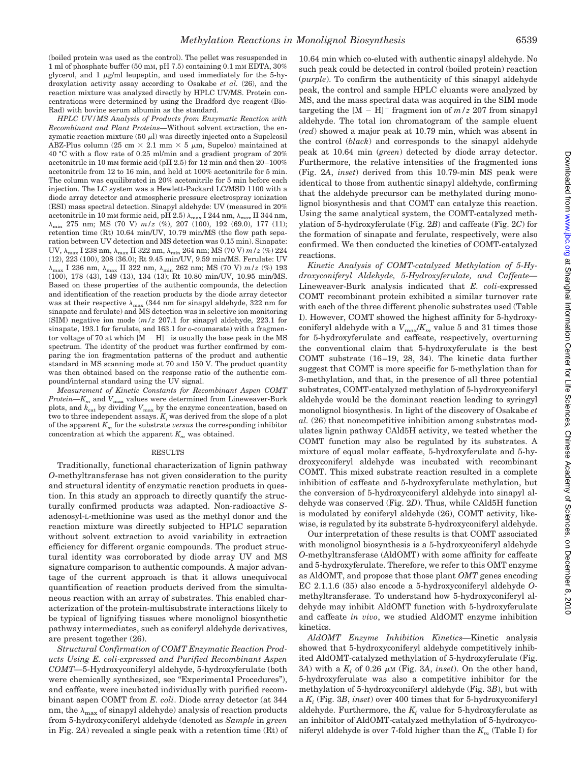(boiled protein was used as the control). The pellet was resuspended in 1 ml of phosphate buffer (50 mM, pH 7.5) containing 0.1 mM EDTA, 30% glycerol, and 1 $\mu$g/ml leupeptin, and used immediately for the 5-hydroxylation activity assay according to Osakabe *et al.* (26), and the reaction mixture was analyzed directly by HPLC UV/MS. Protein concentrations were determined by using the Bradford dye reagent (Bio-Rad) with bovine serum albumin as the standard.

*HPLC UV/MS Analysis of Products from Enzymatic Reaction with Recombinant and Plant Proteins*—Without solvent extraction, the enzymatic reaction mixture (50 $\mu$l) was directly injected onto a Supelcosil ABZ-Plus column (25 cm × 2.1 mm × 5 $\mu$m, Supelco) maintained at 40 °C with a flow rate of 0.25 ml/min and a gradient program of 20% acetonitrile in 10 mM formic acid (pH 2.5) for 12 min and then 20–100% acetonitrile from 12 to 16 min, and held at 100% acetonitrile for 5 min. The column was equilibrated in 20% acetonitrile for 5 min before each injection. The LC system was a Hewlett-Packard LC/MSD 1100 with a diode array detector and atmospheric pressure electrospray ionization (ESI) mass spectral detection. Sinapyl aldehyde: UV (measured in 20% acetonitrile in 10 mM formic acid, pH 2.5) $\lambda_{max}$ I 244 nm, $\lambda_{max}$ II 344 nm, $\lambda_{min}$ 275 nm; MS (70 V) $m/z$ (%), 207 (100), 192 (69.0), 177 (11); retention time (Rt) 10.64 min/UV, 10.79 min/MS (the flow path separation between UV detection and MS detection was 0.15 min). Sinapate: UV, $\lambda_{max}$ I 238 nm, $\lambda_{max}$ II 322 nm, $\lambda_{min}$ 264 nm; MS (70 V) $m/z$ (%) 224 (12), 223 (100), 208 (36.0); Rt 9.45 min/UV, 9.59 min/MS. Ferulate: UV $\lambda_{max}$ I 236 nm, $\lambda_{max}$ II 322 nm, $\lambda_{min}$ 262 nm; MS (70 V) $m/z$ (%) 193 (100), 178 (43), 149 (13), 134 (13); Rt 10.80 min/UV, 10.95 min/MS. Based on these properties of the authentic compounds, the detection and identification of the reaction products by the diode array detector was at their respective $\lambda_{max}$ (344 nm for sinapyl aldehyde, 322 nm for sinapate and ferulate) and MS detection was in selective ion monitoring (SIM) negative ion mode ($m/z$ 207.1 for sinapyl aldehyde, 223.1 for sinapate, 193.1 for ferulate, and 163.1 for *o*-coumarate) with a fragmentor voltage of 70 at which $[M - H]^-$ is usually the base peak in the MS spectrum. The identity of the product was further confirmed by comparing the ion fragmentation patterns of the product and authentic standard in MS scanning mode at 70 and 150 V. The product quantity was then obtained based on the response ratio of the authentic compound/internal standard using the UV signal.

*Measurement of Kinetic Constants for Recombinant Aspen COMT Protein*—$K_m$ and $V_{max}$ values were determined from Lineweaver-Burk plots, and $k_{cat}$ by dividing $V_{max}$ by the enzyme concentration, based on two to three independent assays. $K_i$ was derived from the slope of a plot of the apparent $K_m$ for the substrate *versus* the corresponding inhibitor concentration at which the apparent $K_m$ was obtained.

## RESULTS

Traditionally, functional characterization of lignin pathway *O*-methyltransferase has not given consideration to the purity and structural identity of enzymatic reaction products in question. In this study an approach to directly quantify the structurally confirmed products was adapted. Non-radioactive *S*-adenosyl-L-methionine was used as the methyl donor and the reaction mixture was directly subjected to HPLC separation without solvent extraction to avoid variability in extraction efficiency for different organic compounds. The product structural identity was corroborated by diode array UV and MS signature comparison to authentic compounds. A major advantage of the current approach is that it allows unequivocal quantification of reaction products derived from the simultaneous reaction with an array of substrates. This enabled characterization of the protein-multisubstrate interactions likely to be typical of lignifying tissues where monolignol biosynthetic pathway intermediates, such as coniferyl aldehyde derivatives, are present together (26).

*Structural Confirmation of COMT Enzymatic Reaction Products Using E. coli-expressed and Purified Recombinant Aspen COMT*—5-Hydroxyconiferyl aldehyde, 5-hydroxyferulate (both were chemically synthesized, see "Experimental Procedures"), and caffeate, were incubated individually with purified recombinant aspen COMT from *E. coli*. Diode array detector (at 344 nm, the $\lambda_{max}$ of sinapyl aldehyde) analysis of reaction products from 5-hydroxyconiferyl aldehyde (denoted as *Sample* in *green* in Fig. 2*A*) revealed a single peak with a retention time (Rt) of 10.64 min which co-eluted with authentic sinapyl aldehyde. No such peak could be detected in control (boiled protein) reaction (*purple*). To confirm the authenticity of this sinapyl aldehyde peak, the control and sample HPLC eluants were analyzed by MS, and the mass spectral data was acquired in the SIM mode targeting the $[M - H]^-$ fragment ion of $m/z$ 207 from sinapyl aldehyde. The total ion chromatogram of the sample eluent (*red*) showed a major peak at 10.79 min, which was absent in the control (*black*) and corresponds to the sinapyl aldehyde peak at 10.64 min (*green*) detected by diode array detector. Furthermore, the relative intensities of the fragmented ions (Fig. 2*A*, *inset*) derived from this 10.79-min MS peak were identical to those from authentic sinapyl aldehyde, confirming that the aldehyde precursor can be methylated during monolignol biosynthesis and that COMT can catalyze this reaction. Using the same analytical system, the COMT-catalyzed methylation of 5-hydroxyferulate (Fig. 2*B*) and caffeate (Fig. 2*C*) for the formation of sinapate and ferulate, respectively, were also confirmed. We then conducted the kinetics of COMT-catalyzed reactions.

*Kinetic Analysis of COMT-catalyzed Methylation of 5-Hydroxyconiferyl Aldehyde, 5-Hydroxyferulate, and Caffeate*—Lineweaver-Burk analysis indicated that *E. coli*-expressed COMT recombinant protein exhibited a similar turnover rate with each of the three different phenolic substrates used (Table I). However, COMT showed the highest affinity for 5-hydroxyconiferyl aldehyde with a $V_{max}/K_m$ value 5 and 31 times those for 5-hydroxyferulate and caffeate, respectively, overturning the conventional claim that 5-hydroxyferulate is the best COMT substrate (16–19, 28, 34). The kinetic data further suggest that COMT is more specific for 5-methylation than for 3-methylation, and that, in the presence of all three potential substrates, COMT-catalyzed methylation of 5-hydroxyconiferyl aldehyde would be the dominant reaction leading to syringyl monolignol biosynthesis. In light of the discovery of Osakabe *et al.* (26) that noncompetitive inhibition among substrates modulates lignin pathway CAld5H activity, we tested whether the COMT function may also be regulated by its substrates. A mixture of equal molar caffeate, 5-hydroxyferulate and 5-hydroxyconiferyl aldehyde was incubated with recombinant COMT. This mixed substrate reaction resulted in a complete inhibition of caffeate and 5-hydroxyferulate methylation, but the conversion of 5-hydroxyconiferyl aldehyde into sinapyl aldehyde was conserved (Fig. 2*D*). Thus, while CAld5H function is modulated by coniferyl aldehyde (26), COMT activity, likewise, is regulated by its substrate 5-hydroxyconiferyl aldehyde.

Our interpretation of these results is that COMT associated with monolignol biosynthesis is a 5-hydroxyconiferyl aldehyde *O*-methyltransferase (AldOMT) with some affinity for caffeate and 5-hydroxyferulate. Therefore, we refer to this OMT enzyme as AldOMT, and propose that those plant *OMT* genes encoding EC 2.1.1.6 (35) also encode a 5-hydroxyconiferyl aldehyde *O*-methyltransferase. To understand how 5-hydroxyconiferyl aldehyde may inhibit AldOMT function with 5-hydroxyferulate and caffeate *in vivo*, we studied AldOMT enzyme inhibition kinetics.

*AldOMT Enzyme Inhibition Kinetics*—Kinetic analysis showed that 5-hydroxyconiferyl aldehyde competitively inhibited AldOMT-catalyzed methylation of 5-hydroxyferulate (Fig. 3*A*) with a $K_i$ of 0.26 $\mu$M (Fig. 3*A*, *inset*). On the other hand, 5-hydroxyferulate was also a competitive inhibitor for the methylation of 5-hydroxyconiferyl aldehyde (Fig. 3*B*), but with a $K_i$ (Fig. 3*B*, *inset*) over 400 times that for 5-hydroxyconiferyl aldehyde. Furthermore, the $K_i$ value for 5-hydroxyferulate as an inhibitor of AldOMT-catalyzed methylation of 5-hydroxyconiferyl aldehyde is over 7-fold higher than the $K_m$ (Table I) for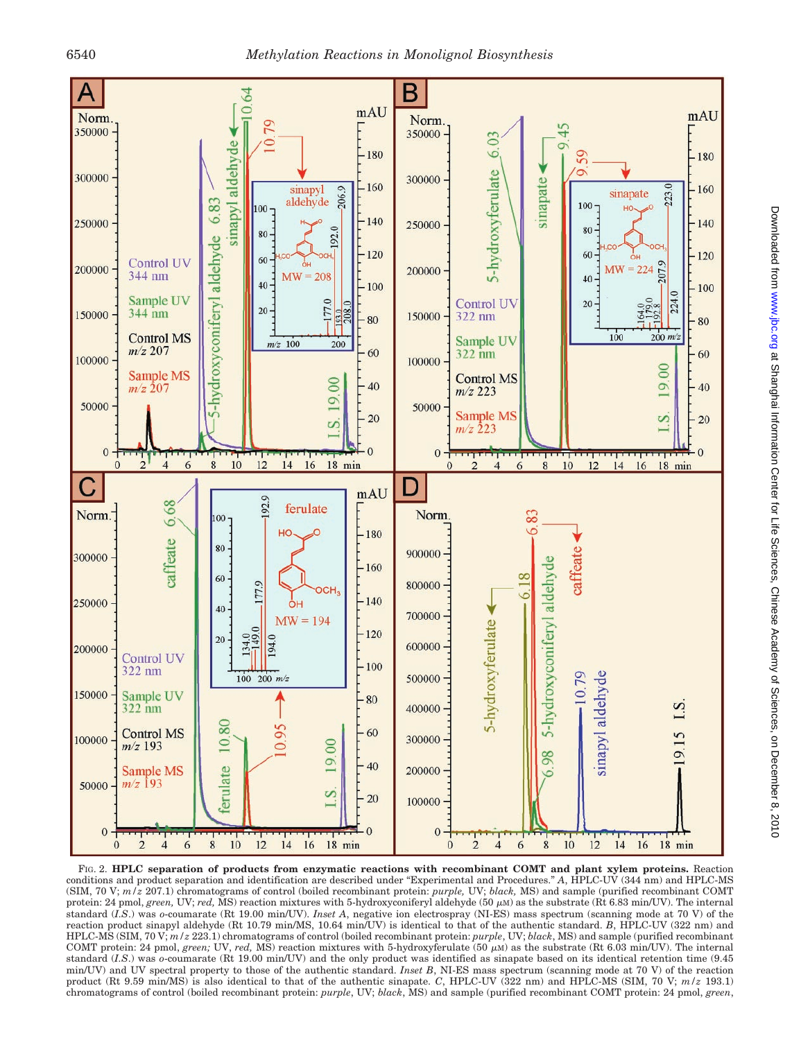FIG. 2. **HPLC separation of products from enzymatic reactions with recombinant COMT and plant xylem proteins.** Reaction conditions and product separation and identification are described under "Experimental and Procedures." *A*, HPLC-UV (344 nm) and HPLC-MS (SIM, 70 V; *m/z* 207.1) chromatograms of control (boiled recombinant protein: *purple*, UV; *black*, MS) and sample (purified recombinant COMT protein: 24 pmol, *green*, UV; *red*, MS) reaction mixtures with 5-hydroxyconiferyl aldehyde (50 $\mu$M) as the substrate (Rt 6.83 min/UV). The internal standard (*I.S.*) was *o*-coumarate (Rt 19.00 min/UV). *Inset A*, negative ion electrospray (NI-ES) mass spectrum (scanning mode at 70 V) of the reaction product sinapyl aldehyde (Rt 10.79 min/MS, 10.64 min/UV) is identical to that of the authentic standard. *B*, HPLC-UV (322 nm) and HPLC-MS (SIM, 70 V; *m/z* 223.1) chromatograms of control (boiled recombinant protein: *purple*, UV; *black*, MS) and sample (purified recombinant COMT protein: 24 pmol, *green;* UV, *red*, MS) reaction mixtures with 5-hydroxyferulate (50 $\mu$M) as the substrate (Rt 6.03 min/UV). The internal standard (*I.S.*) was *o*-coumarate (Rt 19.00 min/UV) and the only product was identified as sinapate based on its identical retention time (9.45 min/UV) and UV spectral property to those of the authentic standard. *Inset B*, NI-ES mass spectrum (scanning mode at 70 V) of the reaction product (Rt 9.59 min/MS) is also identical to that of the authentic sinapate. *C*, HPLC-UV (322 nm) and HPLC-MS (SIM, 70 V; *m/z* 193.1) chromatograms of control (boiled recombinant protein: *purple*, UV; *black*, MS) and sample (purified recombinant COMT protein: 24 pmol, *green*,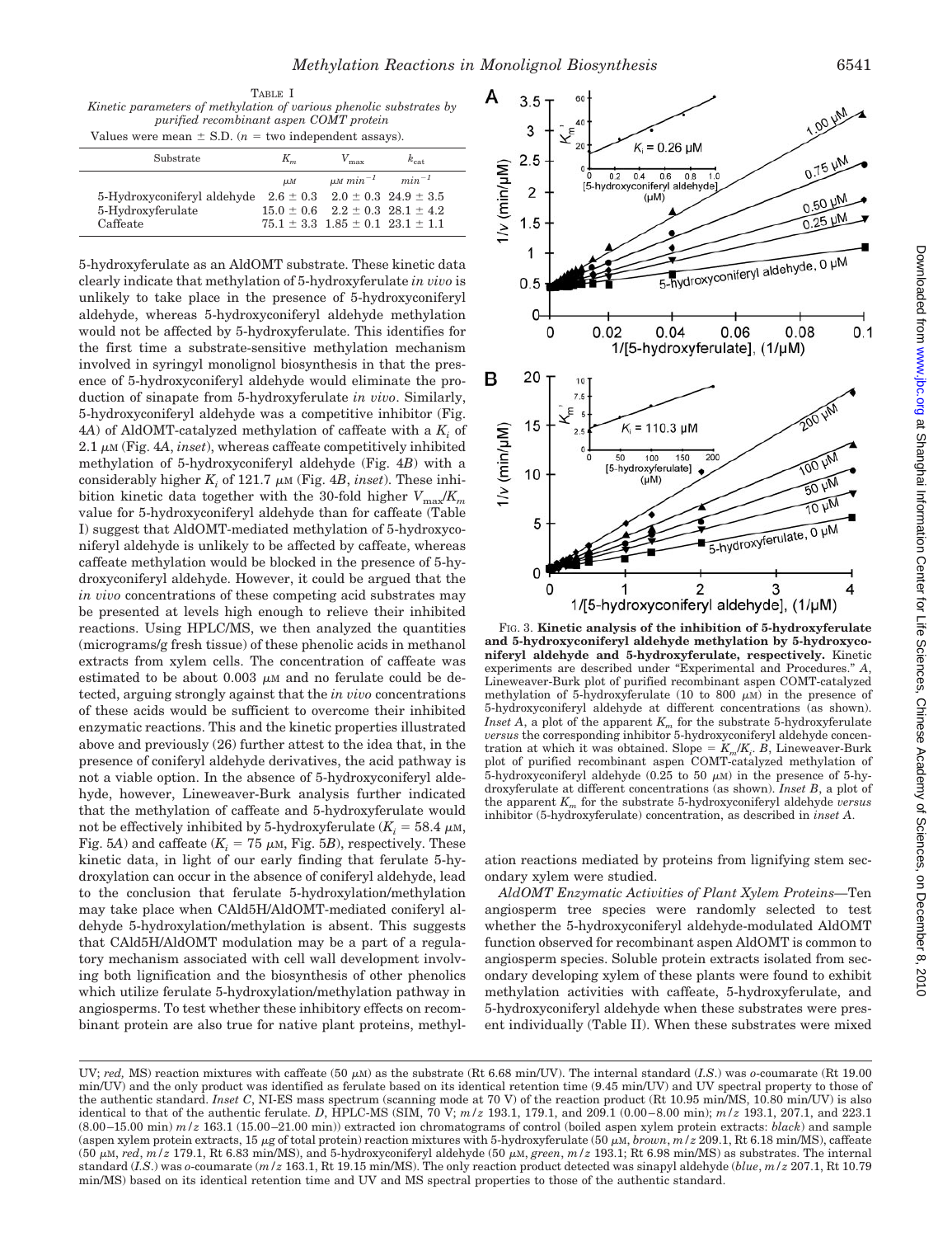TABLE I

*Kinetic parameters of methylation of various phenolic substrates by purified recombinant aspen COMT protein*

Values were mean ± S.D. (n = two independent assays).

| Substrate | $K_m$ | $V_{max}$ | $k_{cat}$ |
|---|---|---|---|
| | $\mu M$ | $\mu M\ min^{-1}$ | $min^{-1}$ |
| 5-Hydroxyconiferyl aldehyde | 2.6 ± 0.3 | 2.0 ± 0.3 | 24.9 ± 3.5 |
| 5-Hydroxyferulate | 15.0 ± 0.6 | 2.2 ± 0.3 | 28.1 ± 4.2 |
| Caffeate | 75.1 ± 3.3 | 1.85 ± 0.1 | 23.1 ± 1.1 |

5-hydroxyferulate as an AldOMT substrate. These kinetic data clearly indicate that methylation of 5-hydroxyferulate *in vivo* is unlikely to take place in the presence of 5-hydroxyconiferyl aldehyde, whereas 5-hydroxyconiferyl aldehyde methylation would not be affected by 5-hydroxyferulate. This identifies for the first time a substrate-sensitive methylation mechanism involved in syringyl monolignol biosynthesis in that the presence of 5-hydroxyconiferyl aldehyde would eliminate the production of sinapate from 5-hydroxyferulate *in vivo*. Similarly, 5-hydroxyconiferyl aldehyde was a competitive inhibitor (Fig. 4*A*) of AldOMT-catalyzed methylation of caffeate with a $K_i$ of 2.1 $\mu$M (Fig. 4*A*, *inset*), whereas caffeate competitively inhibited methylation of 5-hydroxyconiferyl aldehyde (Fig. 4*B*) with a considerably higher $K_i$ of 121.7 $\mu$M (Fig. 4*B*, *inset*). These inhibition kinetic data together with the 30-fold higher $V_{max}/K_m$ value for 5-hydroxyconiferyl aldehyde than for caffeate (Table I) suggest that AldOMT-mediated methylation of 5-hydroxyconiferyl aldehyde is unlikely to be affected by caffeate, whereas caffeate methylation would be blocked in the presence of 5-hydroxyconiferyl aldehyde. However, it could be argued that the *in vivo* concentrations of these competing acid substrates may be presented at levels high enough to relieve their inhibited reactions. Using HPLC/MS, we then analyzed the quantities (micrograms/g fresh tissue) of these phenolic acids in methanol extracts from xylem cells. The concentration of caffeate was estimated to be about 0.003 $\mu$M and no ferulate could be detected, arguing strongly against that the *in vivo* concentrations of these acids would be sufficient to overcome their inhibited enzymatic reactions. This and the kinetic properties illustrated above and previously (26) further attest to the idea that, in the presence of coniferyl aldehyde derivatives, the acid pathway is not a viable option. In the absence of 5-hydroxyconiferyl aldehyde, however, Lineweaver-Burk analysis further indicated that the methylation of caffeate and 5-hydroxyferulate would not be effectively inhibited by 5-hydroxyferulate ($K_i$ = 58.4 $\mu$M, Fig. 5*A*) and caffeate ($K_i$ = 75 $\mu$M, Fig. 5*B*), respectively. These kinetic data, in light of our early finding that ferulate 5-hydroxylation can occur in the absence of coniferyl aldehyde, lead to the conclusion that ferulate 5-hydroxylation/methylation may take place when CAld5H/AldOMT-mediated coniferyl aldehyde 5-hydroxylation/methylation is absent. This suggests that CAld5H/AldOMT modulation may be a part of a regulatory mechanism associated with cell wall development involving both lignification and the biosynthesis of other phenolics which utilize ferulate 5-hydroxylation/methylation pathway in angiosperms. To test whether these inhibitory effects on recombinant protein are also true for native plant proteins, methylation reactions mediated by proteins from lignifying stem secondary xylem were studied.

FIG. 3. **Kinetic analysis of the inhibition of 5-hydroxyferulate and 5-hydroxyconiferyl aldehyde methylation by 5-hydroxyconiferyl aldehyde and 5-hydroxyferulate, respectively.** Kinetic experiments are described under "Experimental and Procedures." *A*, Lineweaver-Burk plot of purified recombinant aspen COMT-catalyzed methylation of 5-hydroxyferulate (10 to 800 $\mu$M) in the presence of 5-hydroxyconiferyl aldehyde at different concentrations (as shown). *Inset A*, a plot of the apparent $K_m$ for the substrate 5-hydroxyferulate *versus* the corresponding inhibitor 5-hydroxyconiferyl aldehyde concentration at which it was obtained. Slope = $K_m/K_i$. *B*, Lineweaver-Burk plot of purified recombinant aspen COMT-catalyzed methylation of 5-hydroxyconiferyl aldehyde (0.25 to 50 $\mu$M) in the presence of 5-hydroxyferulate at different concentrations (as shown). *Inset B*, a plot of the apparent $K_m$ for the substrate 5-hydroxyconiferyl aldehyde *versus* inhibitor (5-hydroxyferulate) concentration, as described in *inset A*.

*AldOMT Enzymatic Activities of Plant Xylem Proteins*—Ten angiosperm tree species were randomly selected to test whether the 5-hydroxyconiferyl aldehyde-modulated AldOMT function observed for recombinant aspen AldOMT is common to angiosperm species. Soluble protein extracts isolated from secondary developing xylem of these plants were found to exhibit methylation activities with caffeate, 5-hydroxyferulate, and 5-hydroxyconiferyl aldehyde when these substrates were present individually (Table II). When these substrates were mixed

UV; *red,* MS) reaction mixtures with caffeate (50 $\mu$M) as the substrate (Rt 6.68 min/UV). The internal standard (*I.S.*) was *o*-coumarate (Rt 19.00 min/UV) and the only product was identified as ferulate based on its identical retention time (9.45 min/UV) and UV spectral property to those of the authentic standard. *Inset C*, NI-ES mass spectrum (scanning mode at 70 V) of the reaction product (Rt 10.95 min/MS, 10.80 min/UV) is also identical to that of the authentic ferulate. *D*, HPLC-MS (SIM, 70 V; *m/z* 193.1, 179.1, and 209.1 (0.00–8.00 min); *m/z* 193.1, 207.1, and 223.1 (8.00–15.00 min) *m/z* 163.1 (15.00–21.00 min)) extracted ion chromatograms of control (boiled aspen xylem protein extracts: *black*) and sample (aspen xylem protein extracts, 15 $\mu$g of total protein) reaction mixtures with 5-hydroxyferulate (50 $\mu$M, *brown*, *m/z* 209.1, Rt 6.18 min/MS), caffeate (50 $\mu$M, *red*, *m/z* 179.1, Rt 6.83 min/MS), and 5-hydroxyconiferyl aldehyde (50 $\mu$M, *green*, *m/z* 193.1; Rt 6.98 min/MS) as substrates. The internal standard (*I.S.*) was *o*-coumarate (*m/z* 163.1, Rt 19.15 min/MS). The only reaction product detected was sinapyl aldehyde (*blue*, *m/z* 207.1, Rt 10.79 min/MS) based on its identical retention time and UV and MS spectral properties to those of the authentic standard.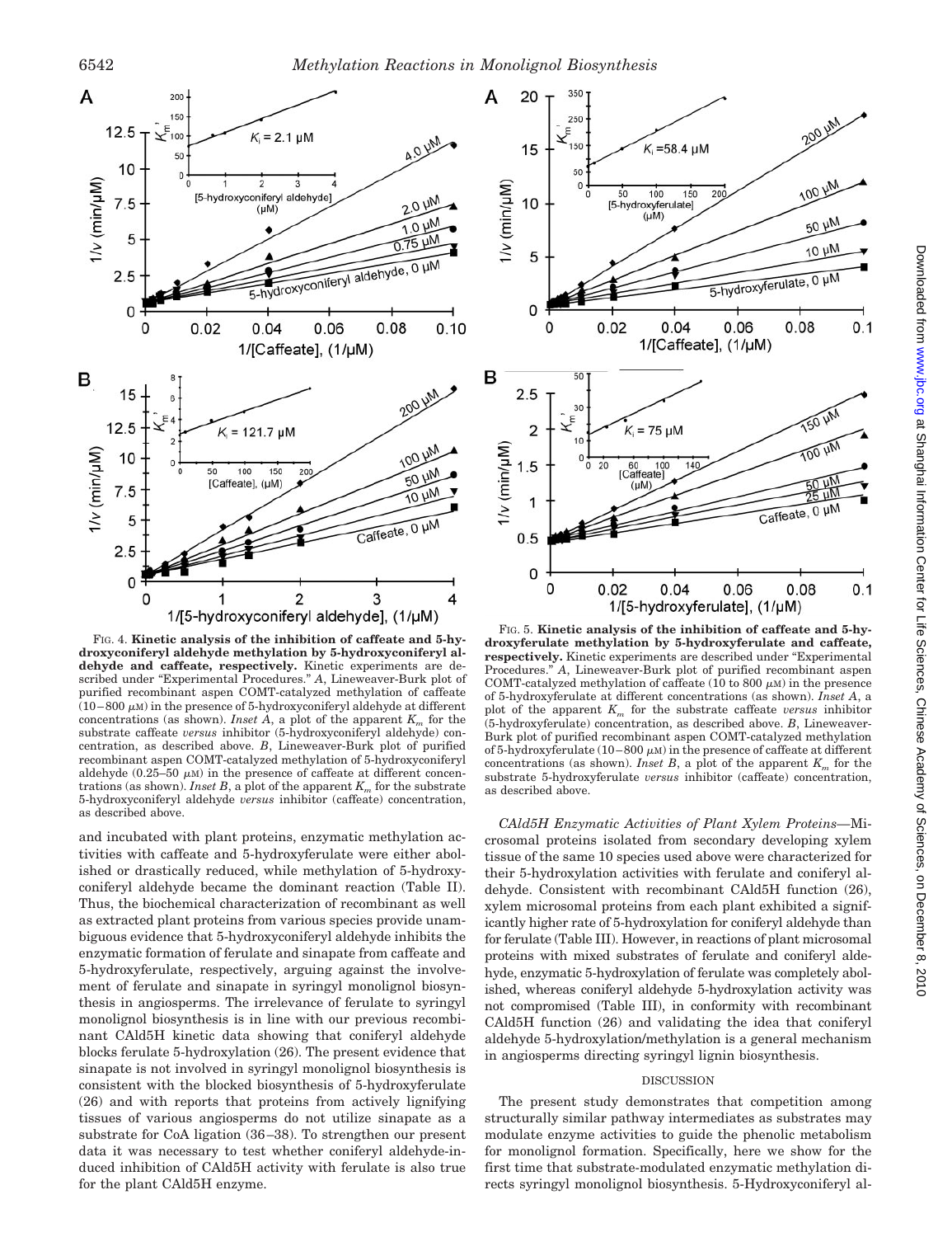FIG. 4. **Kinetic analysis of the inhibition of caffeate and 5-hydroxyconiferyl aldehyde methylation by 5-hydroxyconiferyl aldehyde and caffeate, respectively.** Kinetic experiments are described under "Experimental Procedures." *A*, Lineweaver-Burk plot of purified recombinant aspen COMT-catalyzed methylation of caffeate (10–800 μM) in the presence of 5-hydroxyconiferyl aldehyde at different concentrations (as shown). *Inset A*, a plot of the apparent $K_m$ for the substrate caffeate *versus* inhibitor (5-hydroxyconiferyl aldehyde) concentration, as described above. *B*, Lineweaver-Burk plot of purified recombinant aspen COMT-catalyzed methylation of 5-hydroxyconiferyl aldehyde (0.25–50 μM) in the presence of caffeate at different concentrations (as shown). *Inset B*, a plot of the apparent $K_m$ for the substrate 5-hydroxyconiferyl aldehyde *versus* inhibitor (caffeate) concentration, as described above.

FIG. 5. **Kinetic analysis of the inhibition of caffeate and 5-hydroxyferulate methylation by 5-hydroxyferulate and caffeate, respectively.** Kinetic experiments are described under "Experimental Procedures." *A*, Lineweaver-Burk plot of purified recombinant aspen COMT-catalyzed methylation of caffeate (10 to 800 μM) in the presence of 5-hydroxyferulate at different concentrations (as shown). *Inset A*, a plot of the apparent $K_m$ for the substrate caffeate *versus* inhibitor (5-hydroxyferulate) concentration, as described above. *B*, Lineweaver-Burk plot of purified recombinant aspen COMT-catalyzed methylation of 5-hydroxyferulate (10–800 μM) in the presence of caffeate at different concentrations (as shown). *Inset B*, a plot of the apparent $K_m$ for the substrate 5-hydroxyferulate *versus* inhibitor (caffeate) concentration, as described above.

and incubated with plant proteins, enzymatic methylation activities with caffeate and 5-hydroxyferulate were either abolished or drastically reduced, while methylation of 5-hydroxyconiferyl aldehyde became the dominant reaction (Table II). Thus, the biochemical characterization of recombinant as well as extracted plant proteins from various species provide unambiguous evidence that 5-hydroxyconiferyl aldehyde inhibits the enzymatic formation of ferulate and sinapate from caffeate and 5-hydroxyferulate, respectively, arguing against the involvement of ferulate and sinapate in syringyl monolignol biosynthesis in angiosperms. The irrelevance of ferulate to syringyl monolignol biosynthesis is in line with our previous recombinant CAld5H kinetic data showing that coniferyl aldehyde blocks ferulate 5-hydroxylation (26). The present evidence that sinapate is not involved in syringyl monolignol biosynthesis is consistent with the blocked biosynthesis of 5-hydroxyferulate (26) and with reports that proteins from actively lignifying tissues of various angiosperms do not utilize sinapate as a substrate for CoA ligation (36–38). To strengthen our present data it was necessary to test whether coniferyl aldehyde-induced inhibition of CAld5H activity with ferulate is also true for the plant CAld5H enzyme.

*CAld5H Enzymatic Activities of Plant Xylem Proteins*—Microsomal proteins isolated from secondary developing xylem tissue of the same 10 species used above were characterized for their 5-hydroxylation activities with ferulate and coniferyl aldehyde. Consistent with recombinant CAld5H function (26), xylem microsomal proteins from each plant exhibited a significantly higher rate of 5-hydroxylation for coniferyl aldehyde than for ferulate (Table III). However, in reactions of plant microsomal proteins with mixed substrates of ferulate and coniferyl aldehyde, enzymatic 5-hydroxylation of ferulate was completely abolished, whereas coniferyl aldehyde 5-hydroxylation activity was not compromised (Table III), in conformity with recombinant CAld5H function (26) and validating the idea that coniferyl aldehyde 5-hydroxylation/methylation is a general mechanism in angiosperms directing syringyl lignin biosynthesis.

## DISCUSSION

The present study demonstrates that competition among structurally similar pathway intermediates as substrates may modulate enzyme activities to guide the phenolic metabolism for monolignol formation. Specifically, here we show for the first time that substrate-modulated enzymatic methylation directs syringyl monolignol biosynthesis. 5-Hydroxyconiferyl al-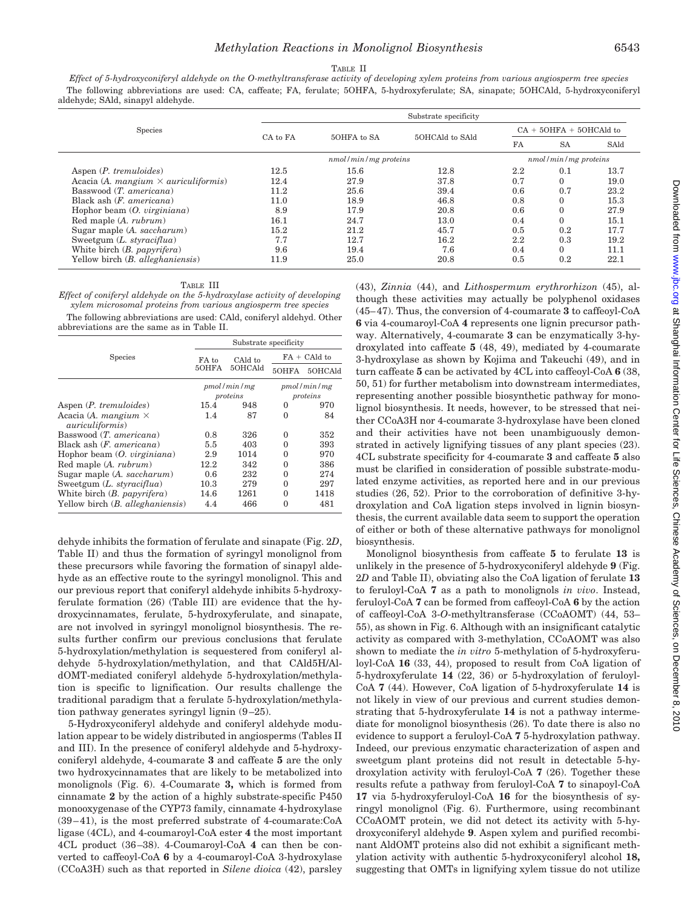TABLE II

*Effect of 5-hydroxyconiferyl aldehyde on the O-methyltransferase activity of developing xylem proteins from various angiosperm tree species*

The following abbreviations are used: CA, caffeate; FA, ferulate; 5OHFA, 5-hydroxyferulate; SA, sinapate; 5OHCAld, 5-hydroxyconiferyl aldehyde; SAld, sinapyl aldehyde.

| Species | Substrate specificity | | | | | |
|---|---|---|---|---|---|---|
| | CA to FA | 5OHFA to SA | 5OHCAld to SAld | CA + 5OHFA + 5OHCAld to | | |
| | | | | FA | SA | SAld |
| | *nmol/min/mg proteins* | | | *nmol/min/mg proteins* | | |
| Aspen (*P. tremuloides*) | 12.5 | 15.6 | 12.8 | 2.2 | 0.1 | 13.7 |
| Acacia (*A. mangium* × *auriculiformis*) | 12.4 | 27.9 | 37.8 | 0.7 | 0 | 19.0 |
| Basswood (*T. americana*) | 11.2 | 25.6 | 39.4 | 0.6 | 0.7 | 23.2 |
| Black ash (*F. americana*) | 11.0 | 18.9 | 46.8 | 0.8 | 0 | 15.3 |
| Hophor beam (*O. virginiana*) | 8.9 | 17.9 | 20.8 | 0.6 | 0 | 27.9 |
| Red maple (*A. rubrum*) | 16.1 | 24.7 | 13.0 | 0.4 | 0 | 15.1 |
| Sugar maple (*A. saccharum*) | 15.2 | 21.2 | 45.7 | 0.5 | 0.2 | 17.7 |
| Sweetgum (*L. styraciflua*) | 7.7 | 12.7 | 16.2 | 2.2 | 0.3 | 19.2 |
| White birch (*B. papyrifera*) | 9.6 | 19.4 | 7.6 | 0.4 | 0 | 11.1 |
| Yellow birch (*B. alleghaniensis*) | 11.9 | 25.0 | 20.8 | 0.5 | 0.2 | 22.1 |

TABLE III

*Effect of coniferyl aldehyde on the 5-hydroxylase activity of developing xylem microsomal proteins from various angiosperm tree species*

The following abbreviations are used: CAld, coniferyl aldehyd. Other abbreviations are the same as in Table II.

| Species | Substrate specificity | | | |
|---|---|---|---|---|
| | FA to 5OHFA | CAld to 5OHCAld | FA + CAld to | |
| | | | 5OHFA | 5OHCAld |
| | *pmol/min/mg proteins* | | *pmol/min/mg proteins* | |
| Aspen (*P. tremuloides*) | 15.4 | 948 | 0 | 970 |
| Acacia (*A. mangium* × *auriculiformis*) | 1.4 | 87 | 0 | 84 |
| Basswood (*T. americana*) | 0.8 | 326 | 0 | 352 |
| Black ash (*F. americana*) | 5.5 | 403 | 0 | 393 |
| Hophor beam (*O. virginiana*) | 2.9 | 1014 | 0 | 970 |
| Red maple (*A. rubrum*) | 12.2 | 342 | 0 | 386 |
| Sugar maple (*A. saccharum*) | 0.6 | 232 | 0 | 274 |
| Sweetgum (*L. styraciflua*) | 10.3 | 279 | 0 | 297 |
| White birch (*B. papyrifera*) | 14.6 | 1261 | 0 | 1418 |
| Yellow birch (*B. alleghaniensis*) | 4.4 | 466 | 0 | 481 |

dehyde inhibits the formation of ferulate and sinapate (Fig. 2*D*, Table II) and thus the formation of syringyl monolignol from these precursors while favoring the formation of sinapyl aldehyde as an effective route to the syringyl monolignol. This and our previous report that coniferyl aldehyde inhibits 5-hydroxyferulate formation (26) (Table III) are evidence that the hydroxycinnamates, ferulate, 5-hydroxyferulate, and sinapate, are not involved in syringyl monolignol biosynthesis. The results further confirm our previous conclusions that ferulate 5-hydroxylation/methylation is sequestered from coniferyl aldehyde 5-hydroxylation/methylation, and that CAld5H/AldOMT-mediated coniferyl aldehyde 5-hydroxylation/methylation is specific to lignification. Our results challenge the traditional paradigm that a ferulate 5-hydroxylation/methylation pathway generates syringyl lignin (9–25).

5-Hydroxyconiferyl aldehyde and coniferyl aldehyde modulation appear to be widely distributed in angiosperms (Tables II and III). In the presence of coniferyl aldehyde and 5-hydroxyconiferyl aldehyde, 4-coumarate **3** and caffeate **5** are the only two hydroxycinnamates that are likely to be metabolized into monolignols (Fig. 6). 4-Coumarate **3,** which is formed from cinnamate **2** by the action of a highly substrate-specific P450 monooxygenase of the CYP73 family, cinnamate 4-hydroxylase (39–41), is the most preferred substrate of 4-coumarate:CoA ligase (4CL), and 4-coumaroyl-CoA ester **4** the most important 4CL product (36–38). 4-Coumaroyl-CoA **4** can then be converted to caffeoyl-CoA **6** by a 4-coumaroyl-CoA 3-hydroxylase (CCoA3H) such as that reported in *Silene dioica* (42), parsley (43), *Zinnia* (44), and *Lithospermum erythrorhizon* (45), although these activities may actually be polyphenol oxidases (45–47). Thus, the conversion of 4-coumarate **3** to caffeoyl-CoA **6** via 4-coumaroyl-CoA **4** represents one lignin precursor pathway. Alternatively, 4-coumarate **3** can be enzymatically 3-hydroxylated into caffeate **5** (48, 49), mediated by 4-coumarate 3-hydroxylase as shown by Kojima and Takeuchi (49), and in turn caffeate **5** can be activated by 4CL into caffeoyl-CoA **6** (38, 50, 51) for further metabolism into downstream intermediates, representing another possible biosynthetic pathway for monolignol biosynthesis. It needs, however, to be stressed that neither CCoA3H nor 4-coumarate 3-hydroxylase have been cloned and their activities have not been unambiguously demonstrated in actively lignifying tissues of any plant species (23). 4CL substrate specificity for 4-coumarate **3** and caffeate **5** also must be clarified in consideration of possible substrate-modulated enzyme activities, as reported here and in our previous studies (26, 52). Prior to the corroboration of definitive 3-hydroxylation and CoA ligation steps involved in lignin biosynthesis, the current available data seem to support the operation of either or both of these alternative pathways for monolignol biosynthesis.

Monolignol biosynthesis from caffeate **5** to ferulate **13** is unlikely in the presence of 5-hydroxyconiferyl aldehyde **9** (Fig. 2*D* and Table II), obviating also the CoA ligation of ferulate **13** to feruloyl-CoA **7** as a path to monolignols *in vivo*. Instead, feruloyl-CoA **7** can be formed from caffeoyl-CoA **6** by the action of caffeoyl-CoA 3-*O*-methyltransferase (CCoAOMT) (44, 53–55), as shown in Fig. 6. Although with an insignificant catalytic activity as compared with 3-methylation, CCoAOMT was also shown to mediate the *in vitro* 5-methylation of 5-hydroxyferuloyl-CoA **16** (33, 44), proposed to result from CoA ligation of 5-hydroxyferulate **14** (22, 36) or 5-hydroxylation of feruloyl-CoA **7** (44). However, CoA ligation of 5-hydroxyferulate **14** is not likely in view of our previous and current studies demonstrating that 5-hydroxyferulate **14** is not a pathway intermediate for monolignol biosynthesis (26). To date there is also no evidence to support a feruloyl-CoA **7** 5-hydroxylation pathway. Indeed, our previous enzymatic characterization of aspen and sweetgum plant proteins did not result in detectable 5-hydroxylation activity with feruloyl-CoA **7** (26). Together these results refute a pathway from feruloyl-CoA **7** to sinapoyl-CoA **17** via 5-hydroxyferuloyl-CoA **16** for the biosynthesis of syringyl monolignol (Fig. 6). Furthermore, using recombinant CCoAOMT protein, we did not detect its activity with 5-hydroxyconiferyl aldehyde **9**. Aspen xylem and purified recombinant AldOMT proteins also did not exhibit a significant methylation activity with authentic 5-hydroxyconiferyl alcohol **18,** suggesting that OMTs in lignifying xylem tissue do not utilize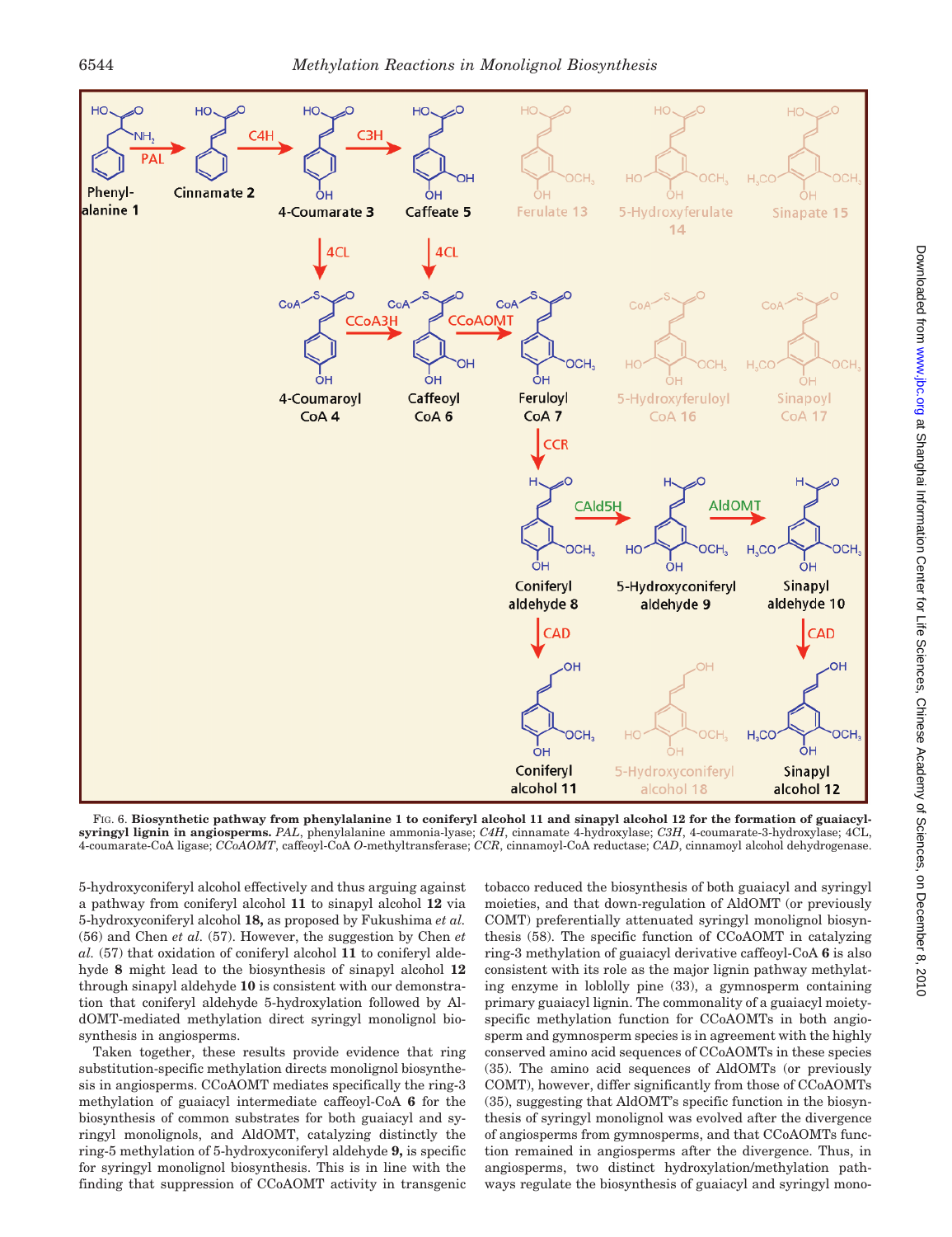FIG. 6. **Biosynthetic pathway from phenylalanine 1 to coniferyl alcohol 11 and sinapyl alcohol 12 for the formation of guaiacyl-syringyl lignin in angiosperms.** *PAL*, phenylalanine ammonia-lyase; *C4H*, cinnamate 4-hydroxylase; *C3H*, 4-coumarate-3-hydroxylase; 4CL, 4-coumarate-CoA ligase; *CCoAOMT*, caffeoyl-CoA *O*-methyltransferase; *CCR*, cinnamoyl-CoA reductase; *CAD*, cinnamoyl alcohol dehydrogenase.

5-hydroxyconiferyl alcohol effectively and thus arguing against a pathway from coniferyl alcohol **11** to sinapyl alcohol **12** via 5-hydroxyconiferyl alcohol **18,** as proposed by Fukushima *et al.* (56) and Chen *et al.* (57). However, the suggestion by Chen *et al.* (57) that oxidation of coniferyl alcohol **11** to coniferyl aldehyde **8** might lead to the biosynthesis of sinapyl alcohol **12** through sinapyl aldehyde **10** is consistent with our demonstration that coniferyl aldehyde 5-hydroxylation followed by AldOMT-mediated methylation direct syringyl monolignol biosynthesis in angiosperms.

Taken together, these results provide evidence that ring substitution-specific methylation directs monolignol biosynthesis in angiosperms. CCoAOMT mediates specifically the ring-3 methylation of guaiacyl intermediate caffeoyl-CoA **6** for the biosynthesis of common substrates for both guaiacyl and syringyl monolignols, and AldOMT, catalyzing distinctly the ring-5 methylation of 5-hydroxyconiferyl aldehyde **9,** is specific for syringyl monolignol biosynthesis. This is in line with the finding that suppression of CCoAOMT activity in transgenic tobacco reduced the biosynthesis of both guaiacyl and syringyl moieties, and that down-regulation of AldOMT (or previously COMT) preferentially attenuated syringyl monolignol biosynthesis (58). The specific function of CCoAOMT in catalyzing ring-3 methylation of guaiacyl derivative caffeoyl-CoA **6** is also consistent with its role as the major lignin pathway methylating enzyme in loblolly pine (33), a gymnosperm containing primary guaiacyl lignin. The commonality of a guaiacyl moiety-specific methylation function for CCoAOMTs in both angiosperm and gymnosperm species is in agreement with the highly conserved amino acid sequences of CCoAOMTs in these species (35). The amino acid sequences of AldOMTs (or previously COMT), however, differ significantly from those of CCoAOMTs (35), suggesting that AldOMT's specific function in the biosynthesis of syringyl monolignol was evolved after the divergence of angiosperms from gymnosperms, and that CCoAOMTs function remained in angiosperms after the divergence. Thus, in angiosperms, two distinct hydroxylation/methylation pathways regulate the biosynthesis of guaiacyl and syringyl mono-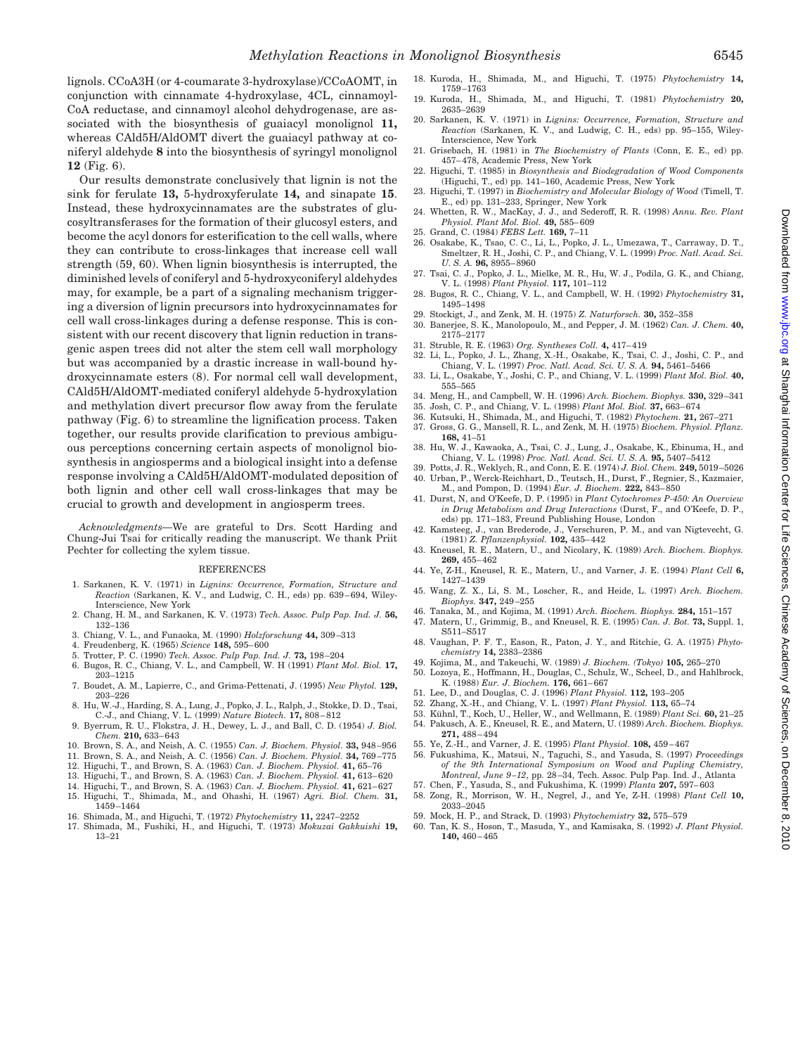lignols. CCoA3H (or 4-coumarate 3-hydroxylase)/CCoAOMT, in conjunction with cinnamate 4-hydroxylase, 4CL, cinnamoyl-CoA reductase, and cinnamoyl alcohol dehydrogenase, are associated with the biosynthesis of guaiacyl monolignol **11,** whereas CAld5H/AldOMT divert the guaiacyl pathway at coniferyl aldehyde **8** into the biosynthesis of syringyl monolignol **12** (Fig. 6).

Our results demonstrate conclusively that lignin is not the sink for ferulate **13,** 5-hydroxyferulate **14,** and sinapate **15**. Instead, these hydroxycinnamates are the substrates of glucosyltransferases for the formation of their glucosyl esters, and become the acyl donors for esterification to the cell walls, where they can contribute to cross-linkages that increase cell wall strength (59, 60). When lignin biosynthesis is interrupted, the diminished levels of coniferyl and 5-hydroxyconiferyl aldehydes may, for example, be a part of a signaling mechanism triggering a diversion of lignin precursors into hydroxycinnamates for cell wall cross-linkages during a defense response. This is consistent with our recent discovery that lignin reduction in transgenic aspen trees did not alter the stem cell wall morphology but was accompanied by a drastic increase in wall-bound hydroxycinnamate esters (8). For normal cell wall development, CAld5H/AldOMT-mediated coniferyl aldehyde 5-hydroxylation and methylation divert precursor flow away from the ferulate pathway (Fig. 6) to streamline the lignification process. Taken together, our results provide clarification to previous ambiguous perceptions concerning certain aspects of monolignol biosynthesis in angiosperms and a biological insight into a defense response involving a CAld5H/AldOMT-modulated deposition of both lignin and other cell wall cross-linkages that may be crucial to growth and development in angiosperm trees.

*Acknowledgments*—We are grateful to Drs. Scott Harding and Chung-Jui Tsai for critically reading the manuscript. We thank Priit Pechter for collecting the xylem tissue.

## REFERENCES

1. Sarkanen, K. V. (1971) in *Lignins: Occurrence, Formation, Structure and Reaction* (Sarkanen, K. V., and Ludwig, C. H., eds) pp. 639–694, Wiley-Interscience, New York
2. Chang, H. M., and Sarkanen, K. V. (1973) *Tech. Assoc. Pulp Pap. Ind. J.* **56,** 132–136
3. Chiang, V. L., and Funaoka, M. (1990) *Holzforschung* **44,** 309–313
4. Freudenberg, K. (1965) *Science* **148,** 595–600
5. Trotter, P. C. (1990) *Tech. Assoc. Pulp Pap. Ind. J.* **73,** 198–204
6. Bugos, R. C., Chiang, V. L., and Campbell, W. H (1991) *Plant Mol. Biol.* **17,** 203–1215
7. Boudet, A. M., Lapierre, C., and Grima-Pettenati, J. (1995) *New Phytol.* **129,** 203–226
8. Hu, W.-J., Harding, S. A., Lung, J., Popko, J. L., Ralph, J., Stokke, D. D., Tsai, C.-J., and Chiang, V. L. (1999) *Nature Biotech.* **17,** 808–812
9. Byerrum, R. U., Flokstra, J. H., Dewey, L. J., and Ball, C. D. (1954) *J. Biol. Chem.* **210,** 633–643
10. Brown, S. A., and Neish, A. C. (1955) *Can. J. Biochem. Physiol.* **33,** 948–956
11. Brown, S. A., and Neish, A. C. (1956) *Can. J. Biochem. Physiol.* **34,** 769–775
12. Higuchi, T., and Brown, S. A. (1963) *Can. J. Biochem. Physiol.* **41,** 65–76
13. Higuchi, T., and Brown, S. A. (1963) *Can. J. Biochem. Physiol.* **41,** 613–620
14. Higuchi, T., and Brown, S. A. (1963) *Can. J. Biochem. Physiol.* **41,** 621–627
15. Higuchi, T., Shimada, M., and Ohashi, H. (1967) *Agri. Biol. Chem.* **31,** 1459–1464
16. Shimada, M., and Higuchi, T. (1972) *Phytochemistry* **11,** 2247–2252
17. Shimada, M., Fushiki, H., and Higuchi, T. (1973) *Mokuzai Gakkaishi* **19,** 13–21
18. Kuroda, H., Shimada, M., and Higuchi, T. (1975) *Phytochemistry* **14,** 1759–1763
19. Kuroda, H., Shimada, M., and Higuchi, T. (1981) *Phytochemistry* **20,** 2635–2639
20. Sarkanen, K. V. (1971) in *Lignins: Occurrence, Formation, Structure and Reaction* (Sarkanen, K. V., and Ludwig, C. H., eds) pp. 95–155, Wiley-Interscience, New York
21. Grisebach, H. (1981) in *The Biochemistry of Plants* (Conn, E. E., ed) pp. 457–478, Academic Press, New York
22. Higuchi, T. (1985) in *Biosynthesis and Biodegradation of Wood Components* (Higuchi, T., ed) pp. 141–160, Academic Press, New York
23. Higuchi, T. (1997) in *Biochemistry and Molecular Biology of Wood* (Timell, T. E., ed) pp. 131–233, Springer, New York
24. Whetten, R. W., MacKay, J. J., and Sederoff, R. R. (1998) *Annu. Rev. Plant Physiol. Plant Mol. Biol.* **49,** 585–609
25. Grand, C. (1984) *FEBS Lett.* **169,** 7–11
26. Osakabe, K., Tsao, C. C., Li, L., Popko, J. L., Umezawa, T., Carraway, D. T., Smeltzer, R. H., Joshi, C. P., and Chiang, V. L. (1999) *Proc. Natl. Acad. Sci. U. S. A.* **96,** 8955–8960
27. Tsai, C. J., Popko, J. L., Mielke, M. R., Hu, W. J., Podila, G. K., and Chiang, V. L. (1998) *Plant Physiol.* **117,** 101–112
28. Bugos, R. C., Chiang, V. L., and Campbell, W. H. (1992) *Phytochemistry* **31,** 1495–1498
29. Stockigt, J., and Zenk, M. H. (1975) *Z. Naturforsch.* **30,** 352–358
30. Banerjee, S. K., Manolopoulo, M., and Pepper, J. M. (1962) *Can. J. Chem.* **40,** 2175–2177
31. Struble, R. E. (1963) *Org. Syntheses Coll.* **4,** 417–419
32. Li, L., Popko, J. L., Zhang, X.-H., Osakabe, K., Tsai, C. J., Joshi, C. P., and Chiang, V. L. (1997) *Proc. Natl. Acad. Sci. U. S. A.* **94,** 5461–5466
33. Li, L., Osakabe, Y., Joshi, C. P., and Chiang, V. L. (1999) *Plant Mol. Biol.* **40,** 555–565
34. Meng, H., and Campbell, W. H. (1996) *Arch. Biochem. Biophys.* **330,** 329–341
35. Josh, C. P., and Chiang, V. L. (1998) *Plant Mol. Biol.* **37,** 663–674
36. Kutsuki, H., Shimada, M., and Higuchi, T. (1982) *Phytochem.* **21,** 267–271
37. Gross, G. G., Mansell, R. L., and Zenk, M. H. (1975) *Biochem. Physiol. Pflanz.* **168,** 41–51
38. Hu, W. J., Kawaoka, A., Tsai, C. J., Lung, J., Osakabe, K., Ebinuma, H., and Chiang, V. L. (1998) *Proc. Natl. Acad. Sci. U. S. A.* **95,** 5407–5412
39. Potts, J. R., Weklych, R., and Conn, E. E. (1974) *J. Biol. Chem.* **249,** 5019–5026
40. Urban, P., Werck-Reichhart, D., Teutsch, H., Durst, F., Regnier, S., Kazmaier, M., and Pompon, D. (1994) *Eur. J. Biochem.* **222,** 843–850
41. Durst, N, and O'Keefe, D. P. (1995) in *Plant Cytochromes P-450: An Overview in Drug Metabolism and Drug Interactions* (Durst, F., and O'Keefe, D. P., eds) pp. 171–183, Freund Publishing House, London
42. Kamsteeg, J., van Brederode, J., Verschuren, P. M., and van Nigtevecht, G. (1981) *Z. Pflanzenphysiol.* **102,** 435–442
43. Kneusel, R. E., Matern, U., and Nicolary, K. (1989) *Arch. Biochem. Biophys.* **269,** 455–462
44. Ye, Z-H., Kneusel, R. E., Matern, U., and Varner, J. E. (1994) *Plant Cell* **6,** 1427–1439
45. Wang, Z. X., Li, S. M., Loscher, R., and Heide, L. (1997) *Arch. Biochem. Biophys.* **347,** 249–255
46. Tanaka, M., and Kojima, M. (1991) *Arch. Biochem. Biophys.* **284,** 151–157
47. Matern, U., Grimmig, B., and Kneusel, R. E. (1995) *Can. J. Bot.* **73,** Suppl. 1, S511–S517
48. Vaughan, P. F. T., Eason, R., Paton, J. Y., and Ritchie, G. A. (1975) *Phytochemistry* **14,** 2383–2386
49. Kojima, M., and Takeuchi, W. (1989) *J. Biochem. (Tokyo)* **105,** 265–270
50. Lozoya, E., Hoffmann, H., Douglas, C., Schulz, W., Scheel, D., and Hahlbrock, K. (1988) *Eur. J. Biochem.* **176,** 661–667
51. Lee, D., and Douglas, C. J. (1996) *Plant Physiol.* **112,** 193–205
52. Zhang, X.-H., and Chiang, V. L. (1997) *Plant Physiol.* **113,** 65–74
53. Kühnl, T., Koch, U., Heller, W., and Wellmann, E. (1989) *Plant Sci.* **60,** 21–25
54. Pakusch, A. E., Kneusel, R. E., and Matern, U. (1989) *Arch. Biochem. Biophys.* **271,** 488–494
55. Ye, Z.-H., and Varner, J. E. (1995) *Plant Physiol.* **108,** 459–467
56. Fukushima, K., Matsui, N., Taguchi, S., and Yasuda, S. (1997) *Proceedings of the 9th International Symposium on Wood and Pupling Chemistry, Montreal, June 9–12*, pp. 28–34, Tech. Assoc. Pulp Pap. Ind. J., Atlanta
57. Chen, F., Yasuda, S., and Fukushima, K. (1999) *Planta* **207,** 597–603
58. Zong, R., Morrison, W. H., Negrel, J., and Ye, Z-H. (1998) *Plant Cell* **10,** 2033–2045
59. Mock, H. P., and Strack, D. (1993) *Phytochemistry* **32,** 575–579
60. Tan, K. S., Hoson, T., Masuda, Y., and Kamisaka, S. (1992) *J. Plant Physiol.* **140,** 460–465